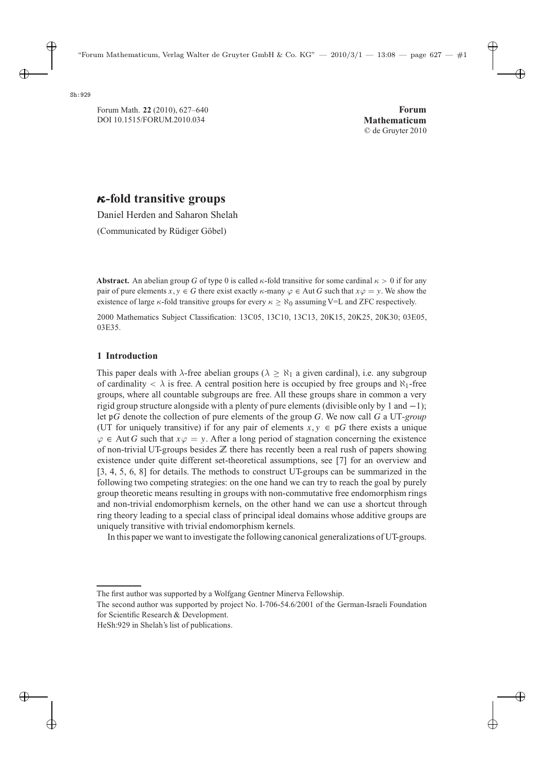Sh:929

Forum Math. **22** (2010), 627–640
DOI 10.1515/FORUM.2010.034

**Forum Mathematicum**
© de Gruyter 2010

# $\kappa$-fold transitive groups

Daniel Herden and Saharon Shelah

(Communicated by Rüdiger Göbel)

**Abstract.** An abelian group $G$ of type 0 is called $\kappa$-fold transitive for some cardinal $\kappa > 0$ if for any pair of pure elements $x, y \in G$ there exist exactly $\kappa$-many $\varphi \in \operatorname{Aut} G$ such that $x\varphi = y$. We show the existence of large $\kappa$-fold transitive groups for every $\kappa \geq \aleph_0$ assuming V=L and ZFC respectively.

2000 Mathematics Subject Classification: 13C05, 13C10, 13C13, 20K15, 20K25, 20K30; 03E05, 03E35.

## 1 Introduction

This paper deals with $\lambda$-free abelian groups ($\lambda \geq \aleph_1$ a given cardinal), i.e. any subgroup of cardinality $< \lambda$ is free. A central position here is occupied by free groups and $\aleph_1$-free groups, where all countable subgroups are free. All these groups share in common a very rigid group structure alongside with a plenty of pure elements (divisible only by 1 and $-1$); let $\mathfrak{p}G$ denote the collection of pure elements of the group $G$. We now call $G$ a UT-*group* (UT for uniquely transitive) if for any pair of elements $x, y \in \mathfrak{p}G$ there exists a unique $\varphi \in \operatorname{Aut} G$ such that $x\varphi = y$. After a long period of stagnation concerning the existence of non-trivial UT-groups besides $\mathbb{Z}$ there has recently been a real rush of papers showing existence under quite different set-theoretical assumptions, see [7] for an overview and [3, 4, 5, 6, 8] for details. The methods to construct UT-groups can be summarized in the following two competing strategies: on the one hand we can try to reach the goal by purely group theoretic means resulting in groups with non-commutative free endomorphism rings and non-trivial endomorphism kernels, on the other hand we can use a shortcut through ring theory leading to a special class of principal ideal domains whose additive groups are uniquely transitive with trivial endomorphism kernels.

In this paper we want to investigate the following canonical generalizations of UT-groups.

The first author was supported by a Wolfgang Gentner Minerva Fellowship.

The second author was supported by project No. I-706-54.6/2001 of the German-Israeli Foundation for Scientific Research & Development.

HeSh:929 in Shelah's list of publications.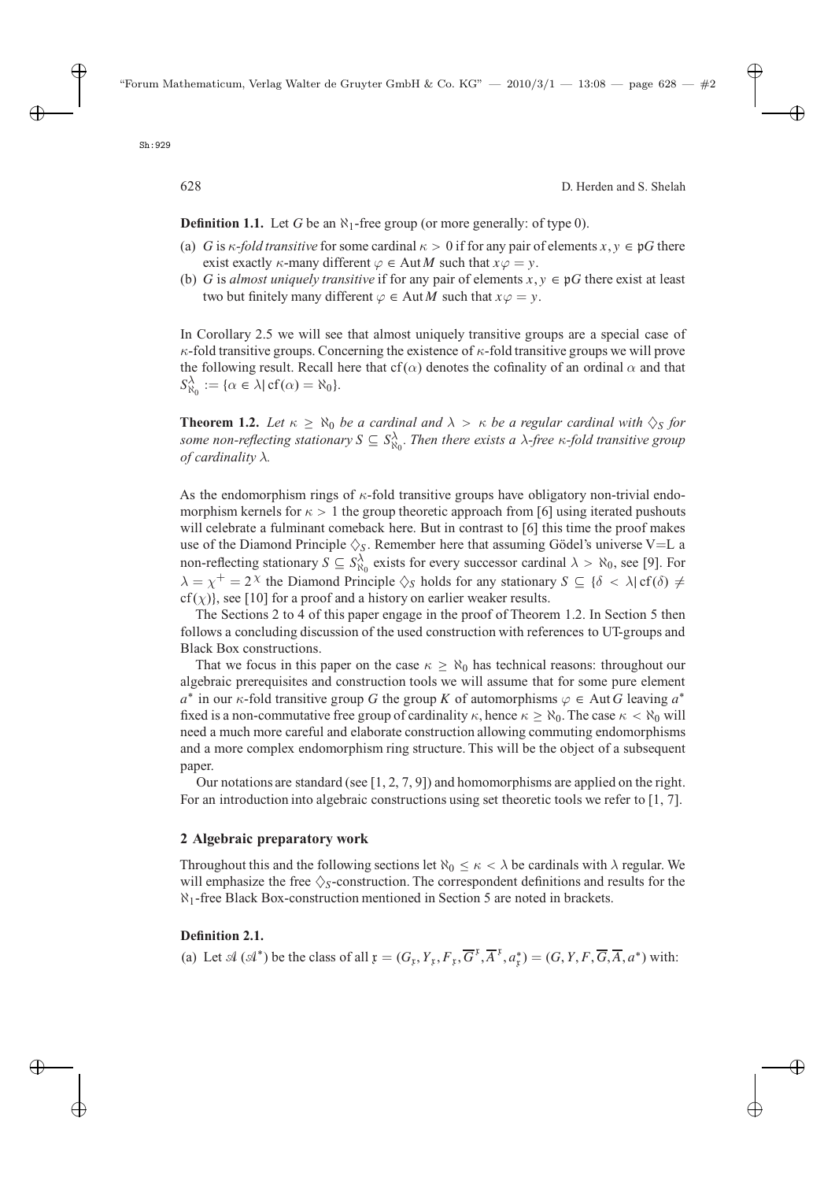**Definition 1.1.** Let $G$ be an $\aleph_1$-free group (or more generally: of type 0).

(a) $G$ is *$\kappa$-fold transitive* for some cardinal $\kappa > 0$ if for any pair of elements $x, y \in \mathfrak{p}G$ there exist exactly $\kappa$-many different $\varphi \in \operatorname{Aut} M$ such that $x\varphi = y$.
(b) $G$ is *almost uniquely transitive* if for any pair of elements $x, y \in \mathfrak{p}G$ there exist at least two but finitely many different $\varphi \in \operatorname{Aut} M$ such that $x\varphi = y$.

In Corollary 2.5 we will see that almost uniquely transitive groups are a special case of $\kappa$-fold transitive groups. Concerning the existence of $\kappa$-fold transitive groups we will prove the following result. Recall here that $\operatorname{cf}(\alpha)$ denotes the cofinality of an ordinal $\alpha$ and that $S^{\lambda}_{\aleph_0} := \{\alpha \in \lambda \mid \operatorname{cf}(\alpha) = \aleph_0\}$.

**Theorem 1.2.** *Let $\kappa \geq \aleph_0$ be a cardinal and $\lambda > \kappa$ be a regular cardinal with $\diamondsuit_S$ for some non-reflecting stationary $S \subseteq S^{\lambda}_{\aleph_0}$. Then there exists a $\lambda$-free $\kappa$-fold transitive group of cardinality $\lambda$.*

As the endomorphism rings of $\kappa$-fold transitive groups have obligatory non-trivial endomorphism kernels for $\kappa > 1$ the group theoretic approach from [6] using iterated pushouts will celebrate a fulminant comeback here. But in contrast to [6] this time the proof makes use of the Diamond Principle $\diamondsuit_S$. Remember here that assuming Gödel's universe V=L a non-reflecting stationary $S \subseteq S^{\lambda}_{\aleph_0}$ exists for every successor cardinal $\lambda > \aleph_0$, see [9]. For $\lambda = \chi^+ = 2^{\chi}$ the Diamond Principle $\diamondsuit_S$ holds for any stationary $S \subseteq \{\delta < \lambda \mid \operatorname{cf}(\delta) \neq \operatorname{cf}(\chi)\}$, see [10] for a proof and a history on earlier weaker results.

The Sections 2 to 4 of this paper engage in the proof of Theorem 1.2. In Section 5 then follows a concluding discussion of the used construction with references to UT-groups and Black Box constructions.

That we focus in this paper on the case $\kappa \geq \aleph_0$ has technical reasons: throughout our algebraic prerequisites and construction tools we will assume that for some pure element $a^*$ in our $\kappa$-fold transitive group $G$ the group $K$ of automorphisms $\varphi \in \operatorname{Aut} G$ leaving $a^*$ fixed is a non-commutative free group of cardinality $\kappa$, hence $\kappa \geq \aleph_0$. The case $\kappa < \aleph_0$ will need a much more careful and elaborate construction allowing commuting endomorphisms and a more complex endomorphism ring structure. This will be the object of a subsequent paper.

Our notations are standard (see [1, 2, 7, 9]) and homomorphisms are applied on the right. For an introduction into algebraic constructions using set theoretic tools we refer to [1, 7].

## 2 Algebraic preparatory work

Throughout this and the following sections let $\aleph_0 \leq \kappa < \lambda$ be cardinals with $\lambda$ regular. We will emphasize the free $\diamondsuit_S$-construction. The correspondent definitions and results for the $\aleph_1$-free Black Box-construction mentioned in Section 5 are noted in brackets.

**Definition 2.1.**

(a) Let $\mathscr{A}$ ($\mathscr{A}^*$) be the class of all $\mathfrak{x} = (G_{\mathfrak{x}}, Y_{\mathfrak{x}}, F_{\mathfrak{x}}, \overline{G}^{\mathfrak{x}}, \overline{A}^{\mathfrak{x}}, a^*_{\mathfrak{x}}) = (G, Y, F, \overline{G}, \overline{A}, a^*)$ with: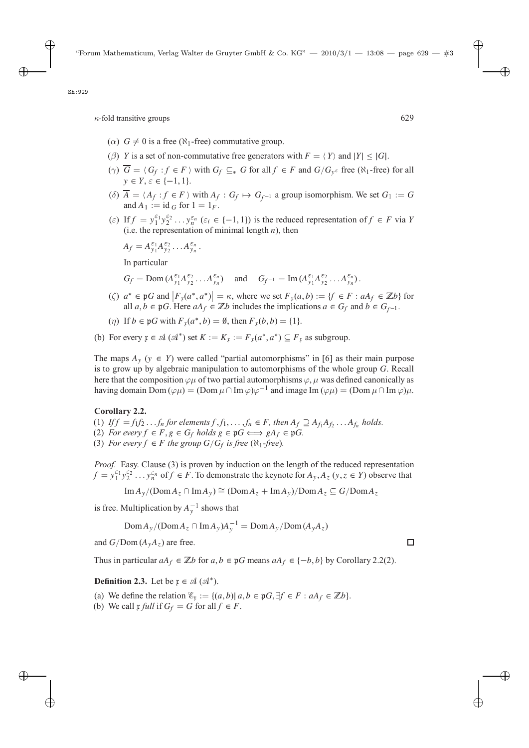($\alpha$) $G \neq 0$ is a free ($\aleph_1$-free) commutative group.

($\beta$) $Y$ is a set of non-commutative free generators with $F = \langle Y \rangle$ and $|Y| \leq |G|$.

($\gamma$) $\overline{G} = \langle G_f : f \in F \rangle$ with $G_f \subseteq_* G$ for all $f \in F$ and $G/G_{y^\varepsilon}$ free ($\aleph_1$-free) for all $y \in Y$, $\varepsilon \in \{-1, 1\}$.

($\delta$) $\overline{A} = \langle A_f : f \in F \rangle$ with $A_f : G_f \mapsto G_{f^{-1}}$ a group isomorphism. We set $G_1 := G$ and $A_1 := \mathrm{id}_G$ for $1 = 1_F$.

($\varepsilon$) If $f = y_1^{\varepsilon_1} y_2^{\varepsilon_2} \ldots y_n^{\varepsilon_n}$ ($\varepsilon_i \in \{-1, 1\}$) is the reduced representation of $f \in F$ via $Y$ (i.e. the representation of minimal length $n$), then

$$A_f = A_{y_1}^{\varepsilon_1} A_{y_2}^{\varepsilon_2} \ldots A_{y_n}^{\varepsilon_n}.$$

In particular

$$G_f = \mathrm{Dom}\,(A_{y_1}^{\varepsilon_1} A_{y_2}^{\varepsilon_2} \ldots A_{y_n}^{\varepsilon_n}) \quad \text{and} \quad G_{f^{-1}} = \mathrm{Im}\,(A_{y_1}^{\varepsilon_1} A_{y_2}^{\varepsilon_2} \ldots A_{y_n}^{\varepsilon_n}).$$

($\zeta$) $a^* \in \mathfrak{p}G$ and $|F_{\mathfrak{x}}(a^*, a^*)| = \kappa$, where we set $F_{\mathfrak{x}}(a, b) := \{f \in F : aA_f \in \mathbb{Z}b\}$ for all $a, b \in \mathfrak{p}G$. Here $aA_f \in \mathbb{Z}b$ includes the implications $a \in G_f$ and $b \in G_{f^{-1}}$.

($\eta$) If $b \in \mathfrak{p}G$ with $F_{\mathfrak{x}}(a^*, b) = \emptyset$, then $F_{\mathfrak{x}}(b, b) = \{1\}$.

(b) For every $\mathfrak{x} \in \mathscr{A}$ ($\mathscr{A}^*$) set $K := K_{\mathfrak{x}} := F_{\mathfrak{x}}(a^*, a^*) \subseteq F_{\mathfrak{x}}$ as subgroup.

The maps $A_y$ ($y \in Y$) were called "partial automorphisms" in [6] as their main purpose is to grow up by algebraic manipulation to automorphisms of the whole group $G$. Recall here that the composition $\varphi\mu$ of two partial automorphisms $\varphi, \mu$ was defined canonically as having domain $\mathrm{Dom}\,(\varphi\mu) = (\mathrm{Dom}\,\mu \cap \mathrm{Im}\,\varphi)\varphi^{-1}$ and image $\mathrm{Im}\,(\varphi\mu) = (\mathrm{Dom}\,\mu \cap \mathrm{Im}\,\varphi)\mu$.

**Corollary 2.2.**

(1) *If $f = f_1 f_2 \ldots f_n$ for elements $f, f_1, \ldots, f_n \in F$, then $A_f \supseteq A_{f_1} A_{f_2} \ldots A_{f_n}$ holds.*

(2) *For every $f \in F, g \in G_f$ holds $g \in \mathfrak{p}G \iff gA_f \in \mathfrak{p}G$.*

(3) *For every $f \in F$ the group $G/G_f$ is free ($\aleph_1$-free).*

*Proof.* Easy. Clause (3) is proven by induction on the length of the reduced representation $f = y_1^{\varepsilon_1} y_2^{\varepsilon_2} \ldots y_n^{\varepsilon_n}$ of $f \in F$. To demonstrate the keynote for $A_y, A_z$ ($y, z \in Y$) observe that

$$\mathrm{Im}\,A_y / (\mathrm{Dom}\,A_z \cap \mathrm{Im}\,A_y) \cong (\mathrm{Dom}\,A_z + \mathrm{Im}\,A_y)/\mathrm{Dom}\,A_z \subseteq G/\mathrm{Dom}\,A_z$$

is free. Multiplication by $A_y^{-1}$ shows that

$$\mathrm{Dom}\,A_y / (\mathrm{Dom}\,A_z \cap \mathrm{Im}\,A_y) A_y^{-1} = \mathrm{Dom}\,A_y / \mathrm{Dom}\,(A_y A_z)$$

and $G/\mathrm{Dom}\,(A_y A_z)$ are free. $\square$

Thus in particular $aA_f \in \mathbb{Z}b$ for $a, b \in \mathfrak{p}G$ means $aA_f \in \{-b, b\}$ by Corollary 2.2(2).

**Definition 2.3.** Let be $\mathfrak{x} \in \mathscr{A}$ ($\mathscr{A}^*$).

(a) We define the relation $\mathscr{E}_{\mathfrak{x}} := \{(a, b) | \, a, b \in \mathfrak{p}G, \exists f \in F : aA_f \in \mathbb{Z}b\}$.

(b) We call $\mathfrak{x}$ *full* if $G_f = G$ for all $f \in F$.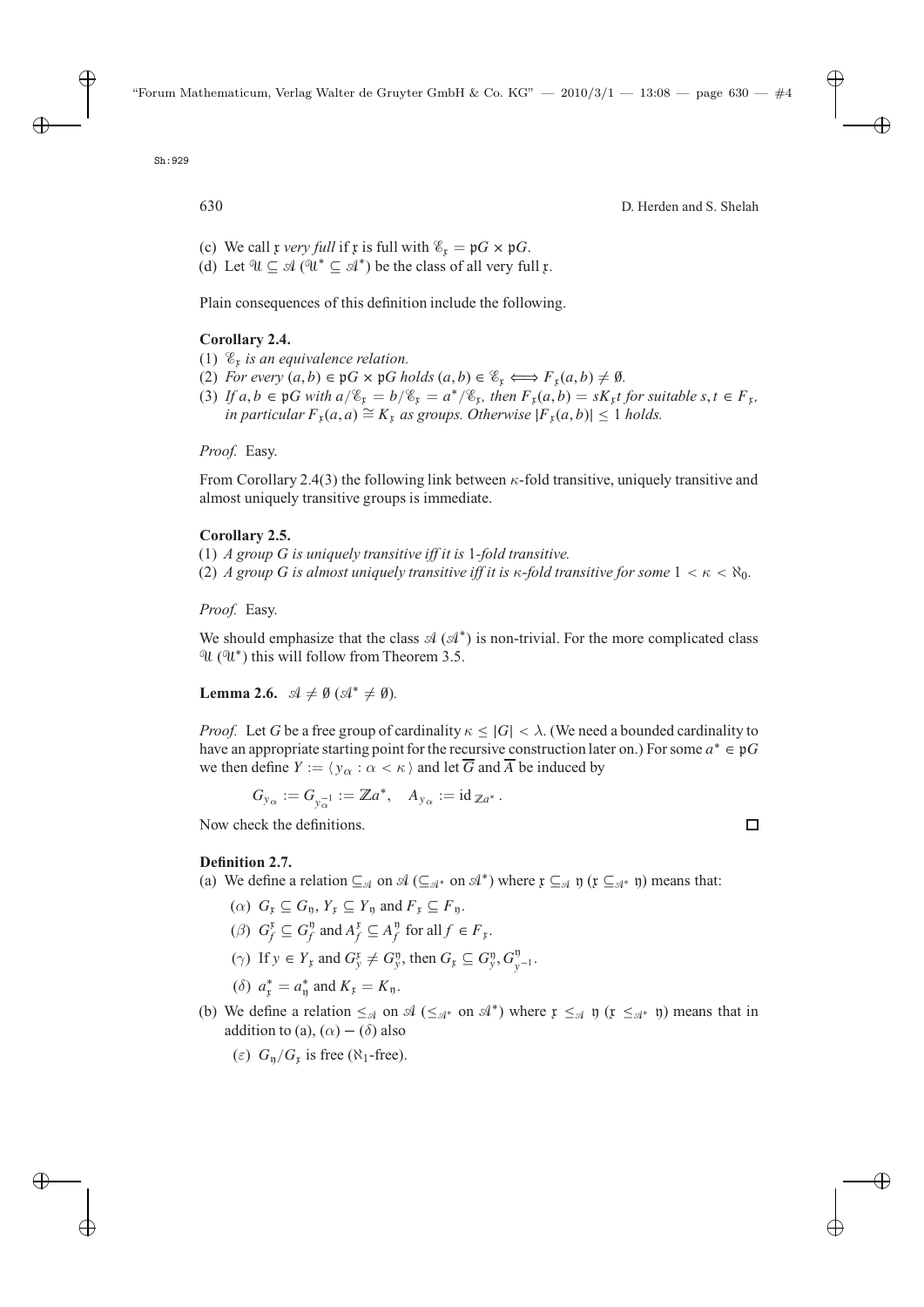(c) We call $\mathfrak{x}$ *very full* if $\mathfrak{x}$ is full with $\mathscr{E}_\mathfrak{x} = \mathfrak{p}G \times \mathfrak{p}G$.

(d) Let $\mathscr{U} \subseteq \mathscr{A}$ ($\mathscr{U}^* \subseteq \mathscr{A}^*$) be the class of all very full $\mathfrak{x}$.

Plain consequences of this definition include the following.

**Corollary 2.4.**

(1) *$\mathscr{E}_\mathfrak{x}$ is an equivalence relation.*

(2) *For every $(a, b) \in \mathfrak{p}G \times \mathfrak{p}G$ holds $(a, b) \in \mathscr{E}_\mathfrak{x} \iff F_\mathfrak{x}(a, b) \neq \emptyset$.*

(3) *If $a, b \in \mathfrak{p}G$ with $a/\mathscr{E}_\mathfrak{x} = b/\mathscr{E}_\mathfrak{x} = a^*/\mathscr{E}_\mathfrak{x}$, then $F_\mathfrak{x}(a, b) = sK_\mathfrak{x}t$ for suitable $s, t \in F_\mathfrak{x}$, in particular $F_\mathfrak{x}(a, a) \cong K_\mathfrak{x}$ as groups. Otherwise $|F_\mathfrak{x}(a, b)| \leq 1$ holds.*

*Proof.* Easy.

From Corollary 2.4(3) the following link between $\kappa$-fold transitive, uniquely transitive and almost uniquely transitive groups is immediate.

**Corollary 2.5.**

(1) *A group $G$ is uniquely transitive iff it is 1-fold transitive.*

(2) *A group $G$ is almost uniquely transitive iff it is $\kappa$-fold transitive for some $1 < \kappa < \aleph_0$.*

*Proof.* Easy.

We should emphasize that the class $\mathscr{A}$ ($\mathscr{A}^*$) is non-trivial. For the more complicated class $\mathscr{U}$ ($\mathscr{U}^*$) this will follow from Theorem 3.5.

**Lemma 2.6.** $\mathscr{A} \neq \emptyset$ ($\mathscr{A}^* \neq \emptyset$).

*Proof.* Let $G$ be a free group of cardinality $\kappa \leq |G| < \lambda$. (We need a bounded cardinality to have an appropriate starting point for the recursive construction later on.) For some $a^* \in \mathfrak{p}G$ we then define $Y := \langle y_\alpha : \alpha < \kappa \rangle$ and let $\overline{G}$ and $\overline{A}$ be induced by

$$G_{y_\alpha} := G_{y_\alpha^{-1}} := \mathbb{Z}a^*, \quad A_{y_\alpha} := \mathrm{id}_{\mathbb{Z}a^*}.$$

Now check the definitions. □

**Definition 2.7.**

(a) We define a relation $\subseteq_\mathscr{A}$ on $\mathscr{A}$ ($\subseteq_{\mathscr{A}^*}$ on $\mathscr{A}^*$) where $\mathfrak{x} \subseteq_\mathscr{A} \mathfrak{y}$ ($\mathfrak{x} \subseteq_{\mathscr{A}^*} \mathfrak{y}$) means that:

($\alpha$) $G_\mathfrak{x} \subseteq G_\mathfrak{y}$, $Y_\mathfrak{x} \subseteq Y_\mathfrak{y}$ and $F_\mathfrak{x} \subseteq F_\mathfrak{y}$.

($\beta$) $G_f^\mathfrak{x} \subseteq G_f^\mathfrak{y}$ and $A_f^\mathfrak{x} \subseteq A_f^\mathfrak{y}$ for all $f \in F_\mathfrak{x}$.

($\gamma$) If $y \in Y_\mathfrak{x}$ and $G_y^\mathfrak{x} \neq G_y^\mathfrak{y}$, then $G_\mathfrak{x} \subseteq G_y^\mathfrak{y}, G_{y^{-1}}^\mathfrak{y}$.

($\delta$) $a_\mathfrak{x}^* = a_\mathfrak{y}^*$ and $K_\mathfrak{x} = K_\mathfrak{y}$.

(b) We define a relation $\leq_\mathscr{A}$ on $\mathscr{A}$ ($\leq_{\mathscr{A}^*}$ on $\mathscr{A}^*$) where $\mathfrak{x} \leq_\mathscr{A} \mathfrak{y}$ ($\mathfrak{x} \leq_{\mathscr{A}^*} \mathfrak{y}$) means that in addition to (a), ($\alpha$) – ($\delta$) also

($\varepsilon$) $G_\mathfrak{y}/G_\mathfrak{x}$ is free ($\aleph_1$-free).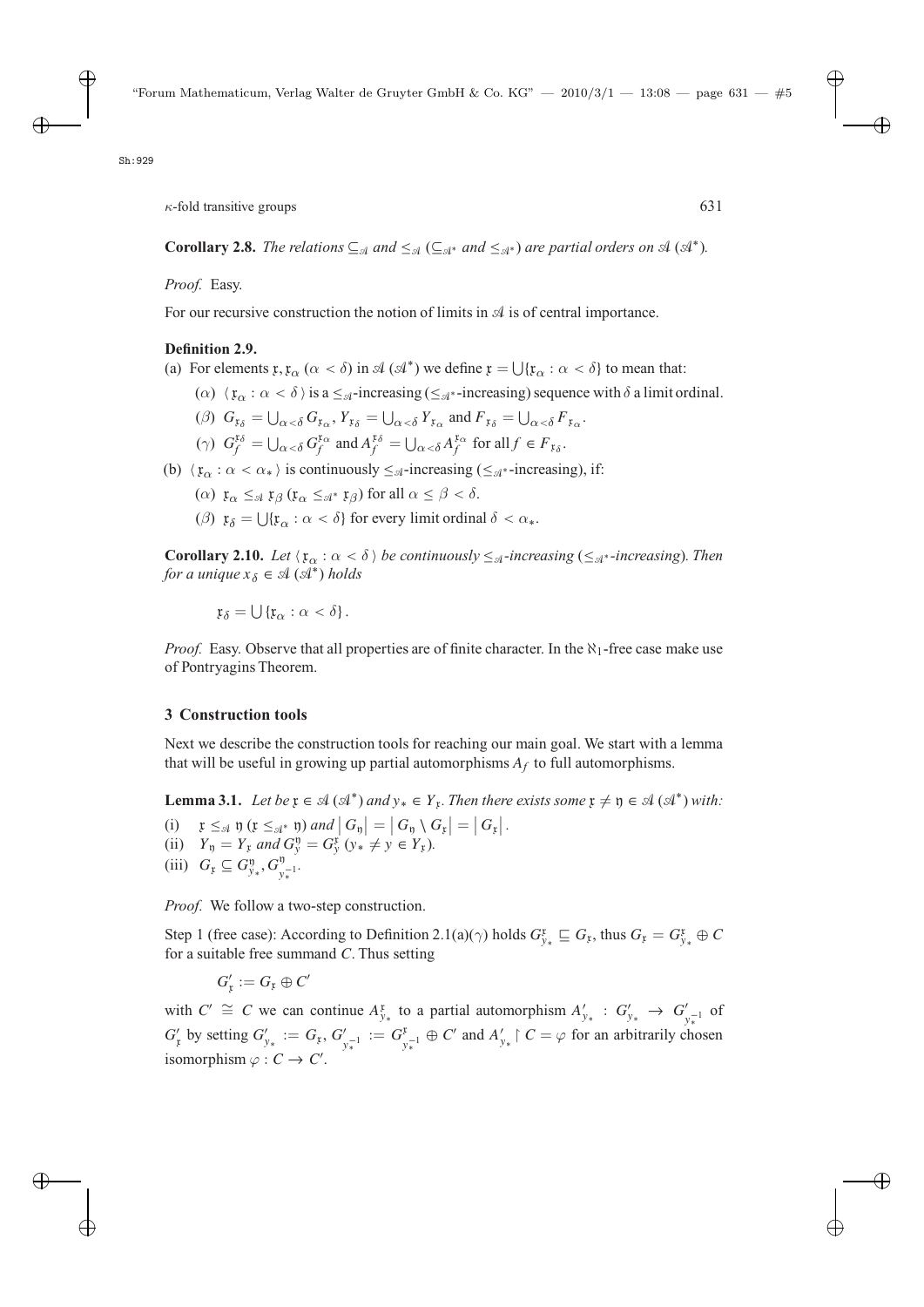**Corollary 2.8.** *The relations $\subseteq_{\mathscr{A}}$ and $\leq_{\mathscr{A}}$ ($\subseteq_{\mathscr{A}^*}$ and $\leq_{\mathscr{A}^*}$) are partial orders on $\mathscr{A}$ ($\mathscr{A}^*$).*

*Proof.* Easy.

For our recursive construction the notion of limits in $\mathscr{A}$ is of central importance.

**Definition 2.9.**

(a) For elements $\mathfrak{x}, \mathfrak{x}_\alpha$ ($\alpha < \delta$) in $\mathscr{A}$ ($\mathscr{A}^*$) we define $\mathfrak{x} = \bigcup\{\mathfrak{x}_\alpha : \alpha < \delta\}$ to mean that:

($\alpha$) $\langle \mathfrak{x}_\alpha : \alpha < \delta \rangle$ is a $\leq_{\mathscr{A}}$-increasing ($\leq_{\mathscr{A}^*}$-increasing) sequence with $\delta$ a limit ordinal.

($\beta$) $G_{\mathfrak{x}_\delta} = \bigcup_{\alpha<\delta} G_{\mathfrak{x}_\alpha}$, $Y_{\mathfrak{x}_\delta} = \bigcup_{\alpha<\delta} Y_{\mathfrak{x}_\alpha}$ and $F_{\mathfrak{x}_\delta} = \bigcup_{\alpha<\delta} F_{\mathfrak{x}_\alpha}$.

($\gamma$) $G_f^{\mathfrak{x}_\delta} = \bigcup_{\alpha<\delta} G_f^{\mathfrak{x}_\alpha}$ and $A_f^{\mathfrak{x}_\delta} = \bigcup_{\alpha<\delta} A_f^{\mathfrak{x}_\alpha}$ for all $f \in F_{\mathfrak{x}_\delta}$.

(b) $\langle \mathfrak{x}_\alpha : \alpha < \alpha_* \rangle$ is continuously $\leq_{\mathscr{A}}$-increasing ($\leq_{\mathscr{A}^*}$-increasing), if:

($\alpha$) $\mathfrak{x}_\alpha \leq_{\mathscr{A}} \mathfrak{x}_\beta$ ($\mathfrak{x}_\alpha \leq_{\mathscr{A}^*} \mathfrak{x}_\beta$) for all $\alpha \leq \beta < \delta$.

($\beta$) $\mathfrak{x}_\delta = \bigcup\{\mathfrak{x}_\alpha : \alpha < \delta\}$ for every limit ordinal $\delta < \alpha_*$.

**Corollary 2.10.** *Let $\langle \mathfrak{x}_\alpha : \alpha < \delta \rangle$ be continuously $\leq_{\mathscr{A}}$-increasing ($\leq_{\mathscr{A}^*}$-increasing). Then for a unique $x_\delta \in \mathscr{A}$ ($\mathscr{A}^*$) holds*

$$\mathfrak{x}_\delta = \bigcup\{\mathfrak{x}_\alpha : \alpha < \delta\}.$$

*Proof.* Easy. Observe that all properties are of finite character. In the $\aleph_1$-free case make use of Pontryagins Theorem.

## 3 Construction tools

Next we describe the construction tools for reaching our main goal. We start with a lemma that will be useful in growing up partial automorphisms $A_f$ to full automorphisms.

**Lemma 3.1.** *Let be $\mathfrak{x} \in \mathscr{A}$ ($\mathscr{A}^*$) and $y_* \in Y_\mathfrak{x}$. Then there exists some $\mathfrak{x} \neq \mathfrak{y} \in \mathscr{A}$ ($\mathscr{A}^*$) with:*

(i) $\mathfrak{x} \leq_{\mathscr{A}} \mathfrak{y}$ ($\mathfrak{x} \leq_{\mathscr{A}^*} \mathfrak{y}$) *and* $|G_\mathfrak{y}| = |G_\mathfrak{y} \setminus G_\mathfrak{x}| = |G_\mathfrak{x}|$.

(ii) $Y_\mathfrak{y} = Y_\mathfrak{x}$ *and* $G_y^\mathfrak{y} = G_y^\mathfrak{x}$ ($y_* \neq y \in Y_\mathfrak{x}$).

(iii) $G_\mathfrak{x} \subseteq G_{y_*}^\mathfrak{y}, G_{y_*^{-1}}^\mathfrak{y}$.

*Proof.* We follow a two-step construction.

Step 1 (free case): According to Definition 2.1(a)($\gamma$) holds $G_{y_*}^\mathfrak{x} \sqsubseteq G_\mathfrak{x}$, thus $G_\mathfrak{x} = G_{y_*}^\mathfrak{x} \oplus C$ for a suitable free summand $C$. Thus setting

$$G'_\mathfrak{x} := G_\mathfrak{x} \oplus C'$$

with $C' \cong C$ we can continue $A_{y_*}^\mathfrak{x}$ to a partial automorphism $A'_{y_*} : G'_{y_*} \to G'_{y_*^{-1}}$ of $G'_\mathfrak{x}$ by setting $G'_{y_*} := G_\mathfrak{x}$, $G'_{y_*^{-1}} := G_{y_*^{-1}}^\mathfrak{x} \oplus C'$ and $A'_{y_*} \restriction C = \varphi$ for an arbitrarily chosen isomorphism $\varphi : C \to C'$.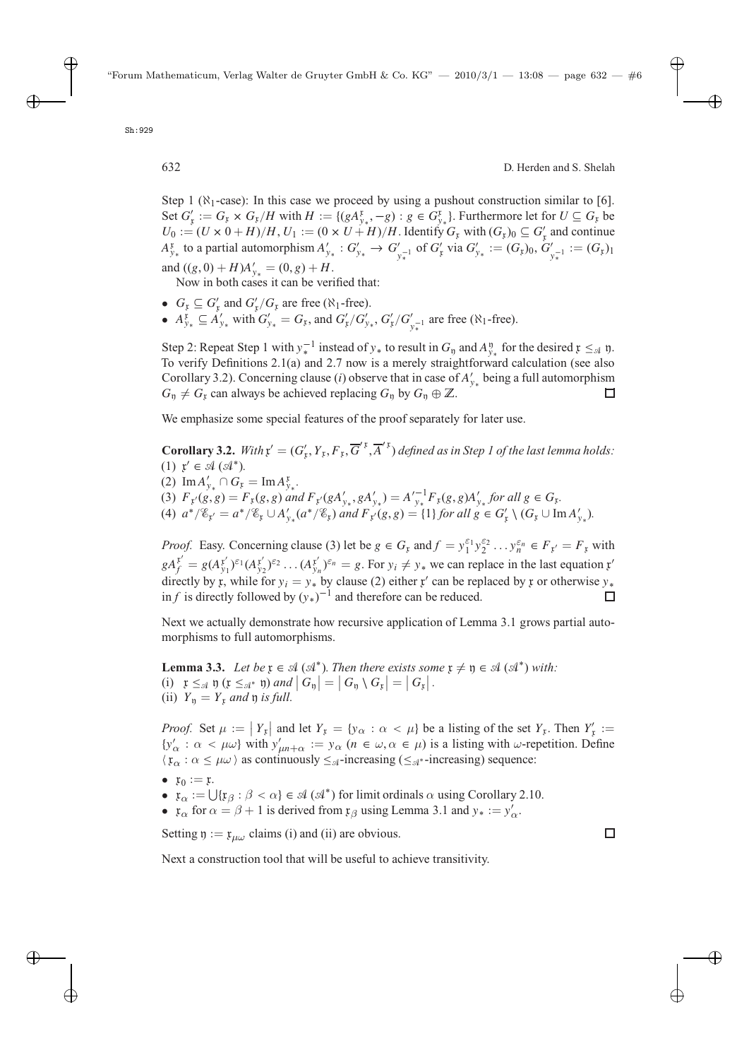Step 1 ($\aleph_1$-case): In this case we proceed by using a pushout construction similar to [6]. Set $G'_{\mathfrak{x}} := G_{\mathfrak{x}} \times G_{\mathfrak{x}}/H$ with $H := \{(gA^{\mathfrak{x}}_{y_*}, -g) : g \in G^{\mathfrak{x}}_{y_*}\}$. Furthermore let for $U \subseteq G_{\mathfrak{x}}$ be $U_0 := (U \times 0 + H)/H$, $U_1 := (0 \times U + H)/H$. Identify $G_{\mathfrak{x}}$ with $(G_{\mathfrak{x}})_0 \subseteq G'_{\mathfrak{x}}$ and continue $A^{\mathfrak{x}}_{y_*}$ to a partial automorphism $A'_{y_*} : G'_{y_*} \to G'_{y_*^{-1}}$ of $G'_{\mathfrak{x}}$ via $G'_{y_*} := (G_{\mathfrak{x}})_0$, $G'_{y_*^{-1}} := (G_{\mathfrak{x}})_1$ and $((g, 0) + H)A'_{y_*} = (0, g) + H$.

Now in both cases it can be verified that:

- $G_{\mathfrak{x}} \subseteq G'_{\mathfrak{x}}$ and $G'_{\mathfrak{x}}/G_{\mathfrak{x}}$ are free ($\aleph_1$-free).
- $A^{\mathfrak{x}}_{y_*} \subseteq A'_{y_*}$ with $G'_{y_*} = G_{\mathfrak{x}}$, and $G'_{\mathfrak{x}}/G'_{y_*}$, $G'_{\mathfrak{x}}/G'_{y_*^{-1}}$ are free ($\aleph_1$-free).

Step 2: Repeat Step 1 with $y_*^{-1}$ instead of $y_*$ to result in $G_{\mathfrak{y}}$ and $A^{\mathfrak{y}}_{y_*}$ for the desired $\mathfrak{x} \leq_{\mathscr{A}} \mathfrak{y}$. To verify Definitions 2.1(a) and 2.7 now is a merely straightforward calculation (see also Corollary 3.2). Concerning clause (*i*) observe that in case of $A'_{y_*}$ being a full automorphism $G_{\mathfrak{y}} \neq G_{\mathfrak{x}}$ can always be achieved replacing $G_{\mathfrak{y}}$ by $G_{\mathfrak{y}} \oplus \mathbb{Z}$. □

We emphasize some special features of the proof separately for later use.

**Corollary 3.2.** *With $\mathfrak{x}' = (G'_{\mathfrak{x}}, Y_{\mathfrak{x}}, F_{\mathfrak{x}}, \overline{G}'^{\mathfrak{x}}, \overline{A}'^{\mathfrak{x}})$ defined as in Step 1 of the last lemma holds:*
(1) $\mathfrak{x}' \in \mathscr{A}$ $(\mathscr{A}^*)$.
(2) $\operatorname{Im} A'_{y_*} \cap G_{\mathfrak{x}} = \operatorname{Im} A^{\mathfrak{x}}_{y_*}$.
(3) $F_{\mathfrak{x}'}(g, g) = F_{\mathfrak{x}}(g, g)$ *and* $F_{\mathfrak{x}'}(gA'_{y_*}, gA'_{y_*}) = A'^{-1}_{y_*} F_{\mathfrak{x}}(g, g) A'_{y_*}$ *for all* $g \in G_{\mathfrak{x}}$.
(4) $a^*/\mathscr{E}_{\mathfrak{x}'} = a^*/\mathscr{E}_{\mathfrak{x}} \cup A'_{y_*}(a^*/\mathscr{E}_{\mathfrak{x}})$ *and* $F_{\mathfrak{x}'}(g, g) = \{1\}$ *for all* $g \in G'_{\mathfrak{x}} \setminus (G_{\mathfrak{x}} \cup \operatorname{Im} A'_{y_*})$.

*Proof.* Easy. Concerning clause (3) let be $g \in G_{\mathfrak{x}}$ and $f = y_1^{\varepsilon_1} y_2^{\varepsilon_2} \ldots y_n^{\varepsilon_n} \in F_{\mathfrak{x}'} = F_{\mathfrak{x}}$ with $gA^{\mathfrak{x}'}_f = g(A^{\mathfrak{x}'}_{y_1})^{\varepsilon_1}(A^{\mathfrak{x}'}_{y_2})^{\varepsilon_2} \ldots (A^{\mathfrak{x}'}_{y_n})^{\varepsilon_n} = g$. For $y_i \neq y_*$ we can replace in the last equation $\mathfrak{x}'$ directly by $\mathfrak{x}$, while for $y_i = y_*$ by clause (2) either $\mathfrak{x}'$ can be replaced by $\mathfrak{x}$ or otherwise $y_*$ in $f$ is directly followed by $(y_*)^{-1}$ and therefore can be reduced. □

Next we actually demonstrate how recursive application of Lemma 3.1 grows partial automorphisms to full automorphisms.

**Lemma 3.3.** *Let be $\mathfrak{x} \in \mathscr{A}$ $(\mathscr{A}^*)$. Then there exists some $\mathfrak{x} \neq \mathfrak{y} \in \mathscr{A}$ $(\mathscr{A}^*)$ with:*
(i) $\mathfrak{x} \leq_{\mathscr{A}} \mathfrak{y}$ $(\mathfrak{x} \leq_{\mathscr{A}^*} \mathfrak{y})$ *and* $|G_{\mathfrak{y}}| = |G_{\mathfrak{y}} \setminus G_{\mathfrak{x}}| = |G_{\mathfrak{x}}|$.
(ii) $Y_{\mathfrak{y}} = Y_{\mathfrak{x}}$ *and* $\mathfrak{y}$ *is full.*

*Proof.* Set $\mu := |Y_{\mathfrak{x}}|$ and let $Y_{\mathfrak{x}} = \{y_\alpha : \alpha < \mu\}$ be a listing of the set $Y_{\mathfrak{x}}$. Then $Y'_{\mathfrak{x}} := \{y'_\alpha : \alpha < \mu\omega\}$ with $y'_{\mu n + \alpha} := y_\alpha$ $(n \in \omega, \alpha \in \mu)$ is a listing with $\omega$-repetition. Define $\langle \mathfrak{x}_\alpha : \alpha \leq \mu\omega \rangle$ as continuously $\leq_{\mathscr{A}}$-increasing ($\leq_{\mathscr{A}^*}$-increasing) sequence:

- $\mathfrak{x}_0 := \mathfrak{x}$.
- $\mathfrak{x}_\alpha := \bigcup\{\mathfrak{x}_\beta : \beta < \alpha\} \in \mathscr{A}$ $(\mathscr{A}^*)$ for limit ordinals $\alpha$ using Corollary 2.10.
- $\mathfrak{x}_\alpha$ for $\alpha = \beta + 1$ is derived from $\mathfrak{x}_\beta$ using Lemma 3.1 and $y_* := y'_\alpha$.

Setting $\mathfrak{y} := \mathfrak{x}_{\mu\omega}$ claims (i) and (ii) are obvious. □

Next a construction tool that will be useful to achieve transitivity.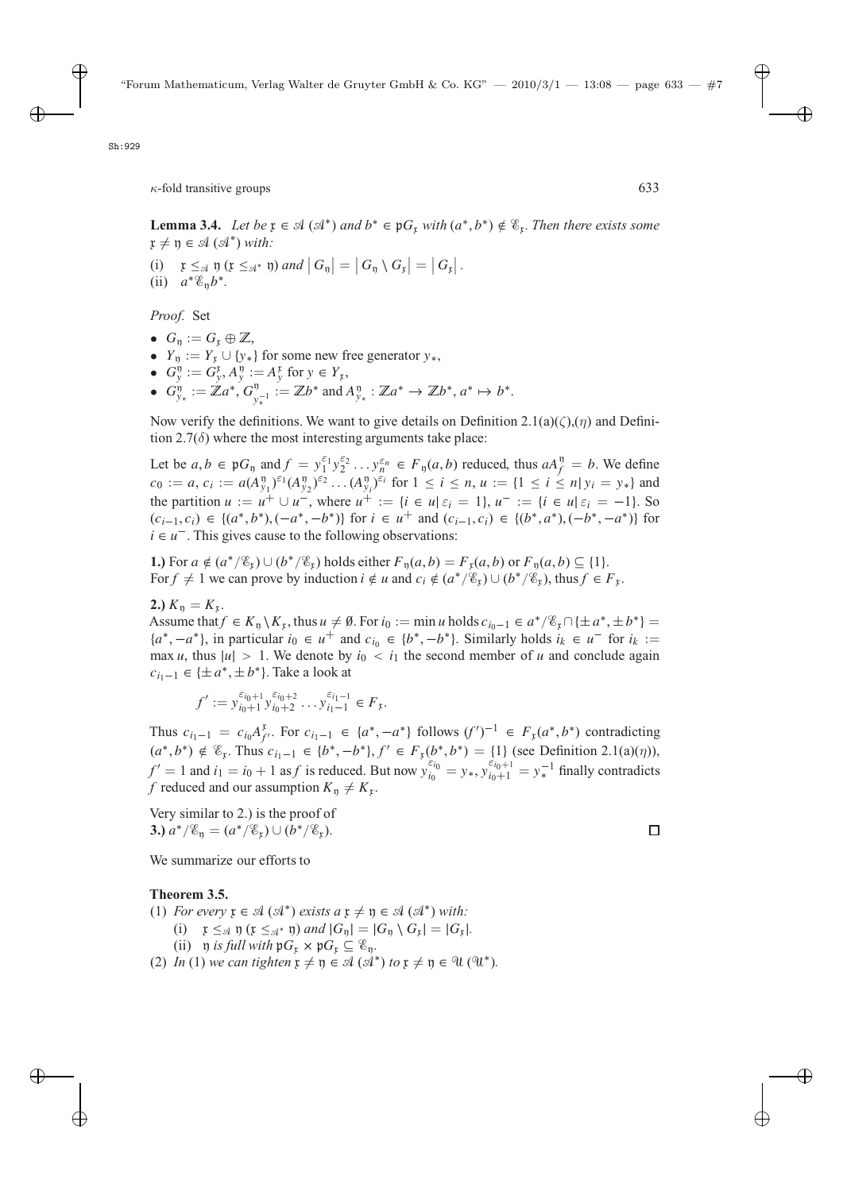**Lemma 3.4.** *Let be $\mathfrak{x} \in \mathscr{A}$ $(\mathscr{A}^*)$ and $b^* \in \mathfrak{p}G_{\mathfrak{x}}$ with $(a^*, b^*) \notin \mathscr{E}_{\mathfrak{x}}$. Then there exists some $\mathfrak{x} \neq \mathfrak{y} \in \mathscr{A}$ $(\mathscr{A}^*)$ with:*

(i) $\mathfrak{x} \leq_{\mathscr{A}} \mathfrak{y}$ $(\mathfrak{x} \leq_{\mathscr{A}^*} \mathfrak{y})$ *and* $|G_{\mathfrak{y}}| = |G_{\mathfrak{y}} \setminus G_{\mathfrak{x}}| = |G_{\mathfrak{x}}|$.
(ii) $a^* \mathscr{E}_{\mathfrak{y}} b^*$.

*Proof.* Set

- $G_{\mathfrak{y}} := G_{\mathfrak{x}} \oplus \mathbb{Z}$,
- $Y_{\mathfrak{y}} := Y_{\mathfrak{x}} \cup \{y_*\}$ for some new free generator $y_*$,
- $G^{\mathfrak{y}}_y := G^{\mathfrak{x}}_y, A^{\mathfrak{y}}_y := A^{\mathfrak{x}}_y$ for $y \in Y_{\mathfrak{x}}$,
- $G^{\mathfrak{y}}_{y_*} := \mathbb{Z}a^*, G^{\mathfrak{y}}_{y_*^{-1}} := \mathbb{Z}b^*$ and $A^{\mathfrak{y}}_{y_*} : \mathbb{Z}a^* \to \mathbb{Z}b^*, a^* \mapsto b^*$.

Now verify the definitions. We want to give details on Definition 2.1(a)($\zeta$),($\eta$) and Definition 2.7($\delta$) where the most interesting arguments take place:

Let be $a, b \in \mathfrak{p}G_{\mathfrak{y}}$ and $f = y_1^{\varepsilon_1} y_2^{\varepsilon_2} \dots y_n^{\varepsilon_n} \in F_{\mathfrak{y}}(a, b)$ reduced, thus $aA^{\mathfrak{y}}_f = b$. We define $c_0 := a$, $c_i := a(A^{\mathfrak{y}}_{y_1})^{\varepsilon_1}(A^{\mathfrak{y}}_{y_2})^{\varepsilon_2} \dots (A^{\mathfrak{y}}_{y_i})^{\varepsilon_i}$ for $1 \leq i \leq n$, $u := \{1 \leq i \leq n | \, y_i = y_*\}$ and the partition $u := u^+ \cup u^-$, where $u^+ := \{i \in u | \, \varepsilon_i = 1\}$, $u^- := \{i \in u | \, \varepsilon_i = -1\}$. So $(c_{i-1}, c_i) \in \{(a^*, b^*), (-a^*, -b^*)\}$ for $i \in u^+$ and $(c_{i-1}, c_i) \in \{(b^*, a^*), (-b^*, -a^*)\}$ for $i \in u^-$. This gives cause to the following observations:

**1.)** For $a \notin (a^*/\mathscr{E}_{\mathfrak{x}}) \cup (b^*/\mathscr{E}_{\mathfrak{x}})$ holds either $F_{\mathfrak{y}}(a, b) = F_{\mathfrak{x}}(a, b)$ or $F_{\mathfrak{y}}(a, b) \subseteq \{1\}$.
For $f \neq 1$ we can prove by induction $i \notin u$ and $c_i \notin (a^*/\mathscr{E}_{\mathfrak{x}}) \cup (b^*/\mathscr{E}_{\mathfrak{x}})$, thus $f \in F_{\mathfrak{x}}$.

**2.)** $K_{\mathfrak{y}} = K_{\mathfrak{x}}$.
Assume that $f \in K_{\mathfrak{y}} \setminus K_{\mathfrak{x}}$, thus $u \neq \emptyset$. For $i_0 := \min u$ holds $c_{i_0 - 1} \in a^*/\mathscr{E}_{\mathfrak{x}} \cap \{\pm a^*, \pm b^*\} = \{a^*, -a^*\}$, in particular $i_0 \in u^+$ and $c_{i_0} \in \{b^*, -b^*\}$. Similarly holds $i_k \in u^-$ for $i_k := \max u$, thus $|u| > 1$. We denote by $i_0 < i_1$ the second member of $u$ and conclude again $c_{i_1 - 1} \in \{\pm a^*, \pm b^*\}$. Take a look at

$$f' := y_{i_0+1}^{\varepsilon_{i_0+1}} y_{i_0+2}^{\varepsilon_{i_0+2}} \dots y_{i_1-1}^{\varepsilon_{i_1-1}} \in F_{\mathfrak{x}}.$$

Thus $c_{i_1-1} = c_{i_0} A^{\mathfrak{x}}_{f'}$. For $c_{i_1-1} \in \{a^*, -a^*\}$ follows $(f')^{-1} \in F_{\mathfrak{x}}(a^*, b^*)$ contradicting $(a^*, b^*) \notin \mathscr{E}_{\mathfrak{x}}$. Thus $c_{i_1-1} \in \{b^*, -b^*\}$, $f' \in F_{\mathfrak{x}}(b^*, b^*) = \{1\}$ (see Definition 2.1(a)($\eta$)), $f' = 1$ and $i_1 = i_0 + 1$ as $f$ is reduced. But now $y_{i_0}^{\varepsilon_{i_0}} = y_*, y_{i_0+1}^{\varepsilon_{i_0+1}} = y_*^{-1}$ finally contradicts $f$ reduced and our assumption $K_{\mathfrak{y}} \neq K_{\mathfrak{x}}$.

Very similar to 2.) is the proof of
**3.)** $a^*/\mathscr{E}_{\mathfrak{y}} = (a^*/\mathscr{E}_{\mathfrak{x}}) \cup (b^*/\mathscr{E}_{\mathfrak{x}})$. ∎

We summarize our efforts to

**Theorem 3.5.**
(1) *For every $\mathfrak{x} \in \mathscr{A}$ $(\mathscr{A}^*)$ exists a $\mathfrak{x} \neq \mathfrak{y} \in \mathscr{A}$ $(\mathscr{A}^*)$ with:*
  (i) $\mathfrak{x} \leq_{\mathscr{A}} \mathfrak{y}$ $(\mathfrak{x} \leq_{\mathscr{A}^*} \mathfrak{y})$ *and* $|G_{\mathfrak{y}}| = |G_{\mathfrak{y}} \setminus G_{\mathfrak{x}}| = |G_{\mathfrak{x}}|$.
  (ii) $\mathfrak{y}$ *is full with* $\mathfrak{p}G_{\mathfrak{x}} \times \mathfrak{p}G_{\mathfrak{x}} \subseteq \mathscr{E}_{\mathfrak{y}}$.
(2) *In* (1) *we can tighten* $\mathfrak{x} \neq \mathfrak{y} \in \mathscr{A}$ $(\mathscr{A}^*)$ *to* $\mathfrak{x} \neq \mathfrak{y} \in \mathscr{U}$ $(\mathscr{U}^*)$.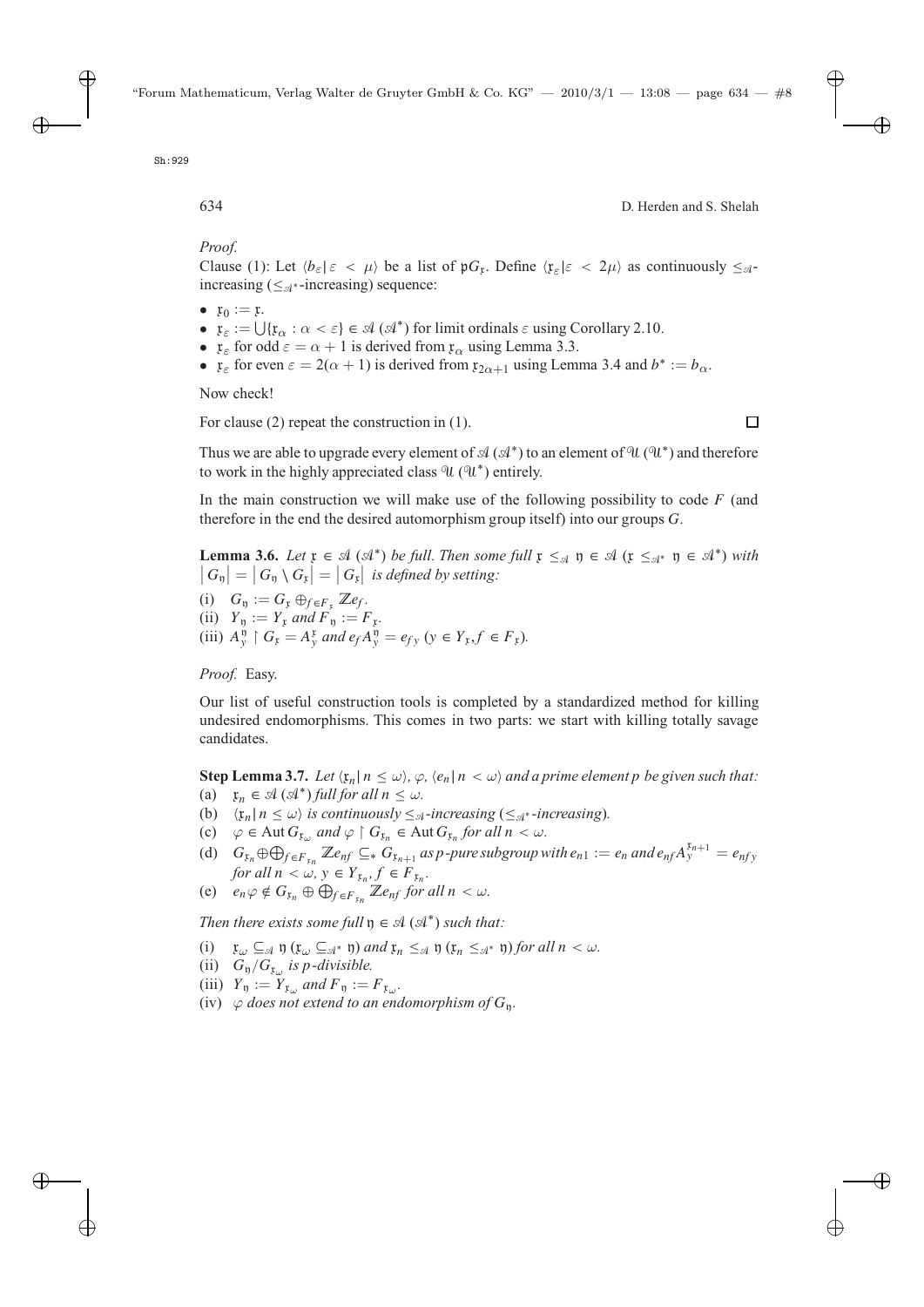*Proof.*

Clause (1): Let $\langle b_\varepsilon | \varepsilon < \mu \rangle$ be a list of $\mathfrak{p}G_\mathfrak{x}$. Define $\langle \mathfrak{x}_\varepsilon | \varepsilon < 2\mu \rangle$ as continuously $\leq_\mathscr{A}$-increasing ($\leq_{\mathscr{A}^*}$-increasing) sequence:

- $\mathfrak{x}_0 := \mathfrak{x}$.
- $\mathfrak{x}_\varepsilon := \bigcup \{\mathfrak{x}_\alpha : \alpha < \varepsilon\} \in \mathscr{A}$ ($\mathscr{A}^*$) for limit ordinals $\varepsilon$ using Corollary 2.10.
- $\mathfrak{x}_\varepsilon$ for odd $\varepsilon = \alpha + 1$ is derived from $\mathfrak{x}_\alpha$ using Lemma 3.3.
- $\mathfrak{x}_\varepsilon$ for even $\varepsilon = 2(\alpha + 1)$ is derived from $\mathfrak{x}_{2\alpha+1}$ using Lemma 3.4 and $b^* := b_\alpha$.

Now check!

For clause (2) repeat the construction in (1). $\square$

Thus we are able to upgrade every element of $\mathscr{A}$ ($\mathscr{A}^*$) to an element of $\mathscr{U}$ ($\mathscr{U}^*$) and therefore to work in the highly appreciated class $\mathscr{U}$ ($\mathscr{U}^*$) entirely.

In the main construction we will make use of the following possibility to code $F$ (and therefore in the end the desired automorphism group itself) into our groups $G$.

**Lemma 3.6.** *Let $\mathfrak{x} \in \mathscr{A}$ ($\mathscr{A}^*$) be full. Then some full $\mathfrak{x} \leq_\mathscr{A} \mathfrak{y} \in \mathscr{A}$ ($\mathfrak{x} \leq_{\mathscr{A}^*} \mathfrak{y} \in \mathscr{A}^*$) with $|G_\mathfrak{y}| = |G_\mathfrak{y} \setminus G_\mathfrak{x}| = |G_\mathfrak{x}|$ is defined by setting:*

(i) $G_\mathfrak{y} := G_\mathfrak{x} \oplus_{f \in F_\mathfrak{x}} \mathbb{Z}e_f$.
(ii) $Y_\mathfrak{y} := Y_\mathfrak{x}$ *and* $F_\mathfrak{y} := F_\mathfrak{x}$.
(iii) $A_y^\mathfrak{y} \restriction G_\mathfrak{x} = A_y^\mathfrak{x}$ *and* $e_f A_y^\mathfrak{y} = e_{fy}$ ($y \in Y_\mathfrak{x}, f \in F_\mathfrak{x}$).

*Proof.* Easy.

Our list of useful construction tools is completed by a standardized method for killing undesired endomorphisms. This comes in two parts: we start with killing totally savage candidates.

**Step Lemma 3.7.** *Let $\langle \mathfrak{x}_n | n \leq \omega \rangle$, $\varphi$, $\langle e_n | n < \omega \rangle$ and a prime element $p$ be given such that:*

(a) $\mathfrak{x}_n \in \mathscr{A}$ ($\mathscr{A}^*$) *full for all* $n \leq \omega$.
(b) $\langle \mathfrak{x}_n | n \leq \omega \rangle$ *is continuously* $\leq_\mathscr{A}$*-increasing* ($\leq_{\mathscr{A}^*}$*-increasing*).
(c) $\varphi \in \operatorname{Aut} G_{\mathfrak{x}_\omega}$ *and* $\varphi \restriction G_{\mathfrak{x}_n} \in \operatorname{Aut} G_{\mathfrak{x}_n}$ *for all* $n < \omega$.
(d) $G_{\mathfrak{x}_n} \oplus \bigoplus_{f \in F_{\mathfrak{x}_n}} \mathbb{Z}e_{nf} \subseteq_* G_{\mathfrak{x}_{n+1}}$ *as $p$-pure subgroup with* $e_{n1} := e_n$ *and* $e_{nf} A_y^{\mathfrak{x}_{n+1}} = e_{nfy}$ *for all* $n < \omega$, $y \in Y_{\mathfrak{x}_n}$, $f \in F_{\mathfrak{x}_n}$.
(e) $e_n \varphi \notin G_{\mathfrak{x}_n} \oplus \bigoplus_{f \in F_{\mathfrak{x}_n}} \mathbb{Z}e_{nf}$ *for all* $n < \omega$.

*Then there exists some full $\mathfrak{y} \in \mathscr{A}$ ($\mathscr{A}^*$) such that:*

(i) $\mathfrak{x}_\omega \subseteq_\mathscr{A} \mathfrak{y}$ ($\mathfrak{x}_\omega \subseteq_{\mathscr{A}^*} \mathfrak{y}$) *and* $\mathfrak{x}_n \leq_\mathscr{A} \mathfrak{y}$ ($\mathfrak{x}_n \leq_{\mathscr{A}^*} \mathfrak{y}$) *for all* $n < \omega$.
(ii) $G_\mathfrak{y} / G_{\mathfrak{x}_\omega}$ *is $p$-divisible.*
(iii) $Y_\mathfrak{y} := Y_{\mathfrak{x}_\omega}$ *and* $F_\mathfrak{y} := F_{\mathfrak{x}_\omega}$.
(iv) $\varphi$ *does not extend to an endomorphism of* $G_\mathfrak{y}$.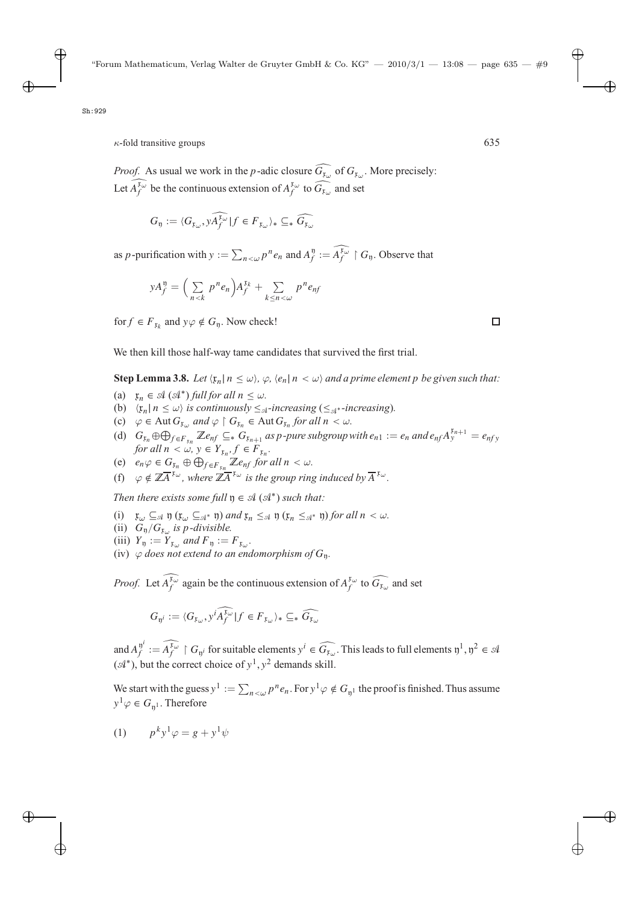*Proof.* As usual we work in the $p$-adic closure $\widehat{G_{\mathfrak{x}_\omega}}$ of $G_{\mathfrak{x}_\omega}$. More precisely: Let $\widehat{A_f^{\mathfrak{x}_\omega}}$ be the continuous extension of $A_f^{\mathfrak{x}_\omega}$ to $\widehat{G_{\mathfrak{x}_\omega}}$ and set

$$G_{\mathfrak{y}} := \langle G_{\mathfrak{x}_\omega}, y\widehat{A_f^{\mathfrak{x}_\omega}} \,|\, f \in F_{\mathfrak{x}_\omega} \rangle_* \subseteq_* \widehat{G_{\mathfrak{x}_\omega}}$$

as $p$-purification with $y := \sum_{n<\omega} p^n e_n$ and $A_f^{\mathfrak{y}} := \widehat{A_f^{\mathfrak{x}_\omega}} \restriction G_{\mathfrak{y}}$. Observe that

$$yA_f^{\mathfrak{y}} = \Big(\sum_{n<k} p^n e_n\Big) A_f^{\mathfrak{x}_k} + \sum_{k \le n < \omega} p^n e_{nf}$$

for $f \in F_{\mathfrak{x}_k}$ and $y\varphi \notin G_{\mathfrak{y}}$. Now check! $\square$

We then kill those half-way tame candidates that survived the first trial.

**Step Lemma 3.8.** *Let $\langle \mathfrak{x}_n \,|\, n \le \omega \rangle$, $\varphi$, $\langle e_n \,|\, n < \omega \rangle$ and a prime element $p$ be given such that:*

(a) *$\mathfrak{x}_n \in \mathscr{A}$ ($\mathscr{A}^*$) full for all $n \le \omega$.*
(b) *$\langle \mathfrak{x}_n \,|\, n \le \omega \rangle$ is continuously $\le_{\mathscr{A}}$-increasing ($\le_{\mathscr{A}^*}$-increasing).*
(c) *$\varphi \in \operatorname{Aut} G_{\mathfrak{x}_\omega}$ and $\varphi \restriction G_{\mathfrak{x}_n} \in \operatorname{Aut} G_{\mathfrak{x}_n}$ for all $n < \omega$.*
(d) *$G_{\mathfrak{x}_n} \oplus \bigoplus_{f \in F_{\mathfrak{x}_n}} \mathbb{Z}e_{nf} \subseteq_* G_{\mathfrak{x}_{n+1}}$ as $p$-pure subgroup with $e_{n1} := e_n$ and $e_{nf} A_y^{\mathfrak{x}_{n+1}} = e_{nfy}$ for all $n < \omega$, $y \in Y_{\mathfrak{x}_n}$, $f \in F_{\mathfrak{x}_n}$.*
(e) *$e_n \varphi \in G_{\mathfrak{x}_n} \oplus \bigoplus_{f \in F_{\mathfrak{x}_n}} \mathbb{Z}e_{nf}$ for all $n < \omega$.*
(f) *$\varphi \notin \mathbb{Z}\overline{A}^{\mathfrak{x}_\omega}$, where $\mathbb{Z}\overline{A}^{\mathfrak{x}_\omega}$ is the group ring induced by $\overline{A}^{\mathfrak{x}_\omega}$.*

*Then there exists some full $\mathfrak{y} \in \mathscr{A}$ ($\mathscr{A}^*$) such that:*

(i) *$\mathfrak{x}_\omega \subseteq_{\mathscr{A}} \mathfrak{y}$ ($\mathfrak{x}_\omega \subseteq_{\mathscr{A}^*} \mathfrak{y}$) and $\mathfrak{x}_n \le_{\mathscr{A}} \mathfrak{y}$ ($\mathfrak{x}_n \le_{\mathscr{A}^*} \mathfrak{y}$) for all $n < \omega$.*
(ii) *$G_{\mathfrak{y}}/G_{\mathfrak{x}_\omega}$ is $p$-divisible.*
(iii) *$Y_{\mathfrak{y}} := Y_{\mathfrak{x}_\omega}$ and $F_{\mathfrak{y}} := F_{\mathfrak{x}_\omega}$.*
(iv) *$\varphi$ does not extend to an endomorphism of $G_{\mathfrak{y}}$.*

*Proof.* Let $\widehat{A_f^{\mathfrak{x}_\omega}}$ again be the continuous extension of $A_f^{\mathfrak{x}_\omega}$ to $\widehat{G_{\mathfrak{x}_\omega}}$ and set

$$G_{\mathfrak{y}^i} := \langle G_{\mathfrak{x}_\omega}, y^i\widehat{A_f^{\mathfrak{x}_\omega}} \,|\, f \in F_{\mathfrak{x}_\omega} \rangle_* \subseteq_* \widehat{G_{\mathfrak{x}_\omega}}$$

and $A_f^{\mathfrak{y}^i} := \widehat{A_f^{\mathfrak{x}_\omega}} \restriction G_{\mathfrak{y}^i}$ for suitable elements $y^i \in \widehat{G_{\mathfrak{x}_\omega}}$. This leads to full elements $\mathfrak{y}^1, \mathfrak{y}^2 \in \mathscr{A}$ ($\mathscr{A}^*$), but the correct choice of $y^1, y^2$ demands skill.

We start with the guess $y^1 := \sum_{n<\omega} p^n e_n$. For $y^1\varphi \notin G_{\mathfrak{y}^1}$ the proof is finished. Thus assume $y^1\varphi \in G_{\mathfrak{y}^1}$. Therefore

$$(1) \qquad p^k y^1 \varphi = g + y^1 \psi$$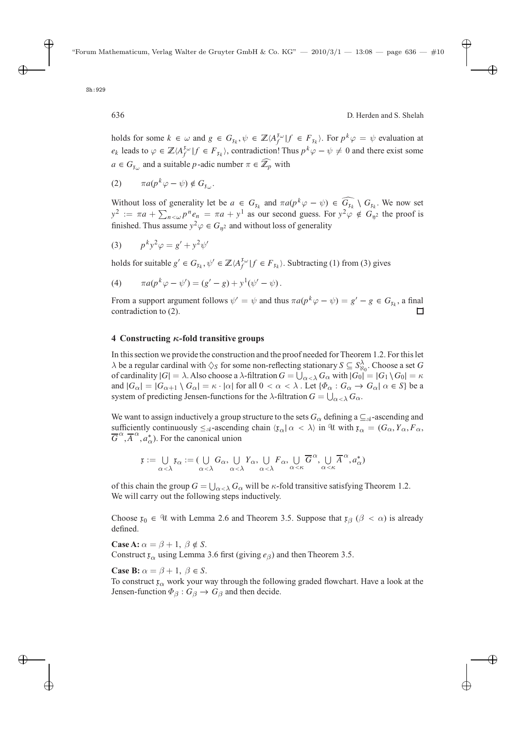holds for some $k \in \omega$ and $g \in G_{\mathfrak{x}_k}, \psi \in \mathbb{Z}\langle A_f^{\mathfrak{x}_\omega} | f \in F_{\mathfrak{x}_k}\rangle$. For $p^k\varphi = \psi$ evaluation at $e_k$ leads to $\varphi \in \mathbb{Z}\langle A_f^{\mathfrak{x}_\omega} | f \in F_{\mathfrak{x}_k}\rangle$, contradiction! Thus $p^k\varphi - \psi \neq 0$ and there exist some $a \in G_{\mathfrak{x}_\omega}$ and a suitable $p$-adic number $\pi \in \widehat{\mathbb{Z}_p}$ with

$$(2) \qquad \pi a(p^k\varphi - \psi) \notin G_{\mathfrak{x}_\omega}.$$

Without loss of generality let be $a \in G_{\mathfrak{x}_k}$ and $\pi a(p^k\varphi - \psi) \in \widehat{G_{\mathfrak{x}_k}} \setminus G_{\mathfrak{x}_k}$. We now set $y^2 := \pi a + \sum_{n<\omega} p^n e_n = \pi a + y^1$ as our second guess. For $y^2\varphi \notin G_{\mathfrak{y}^2}$ the proof is finished. Thus assume $y^2\varphi \in G_{\mathfrak{y}^2}$ and without loss of generality

$$(3) \qquad p^k y^2\varphi = g' + y^2\psi'$$

holds for suitable $g' \in G_{\mathfrak{x}_k}, \psi' \in \mathbb{Z}\langle A_f^{\mathfrak{x}_\omega} | f \in F_{\mathfrak{x}_k}\rangle$. Subtracting (1) from (3) gives

$$(4) \qquad \pi a(p^k\varphi - \psi') = (g' - g) + y^1(\psi' - \psi).$$

From a support argument follows $\psi' = \psi$ and thus $\pi a(p^k\varphi - \psi) = g' - g \in G_{\mathfrak{x}_k}$, a final contradiction to (2). $\square$

## 4 Constructing $\kappa$-fold transitive groups

In this section we provide the construction and the proof needed for Theorem 1.2. For this let $\lambda$ be a regular cardinal with $\diamondsuit_S$ for some non-reflecting stationary $S \subseteq S^\lambda_{\aleph_0}$. Choose a set $G$ of cardinality $|G| = \lambda$. Also choose a $\lambda$-filtration $G = \bigcup_{\alpha<\lambda} G_\alpha$ with $|G_0| = |G_1 \setminus G_0| = \kappa$ and $|G_\alpha| = |G_{\alpha+1} \setminus G_\alpha| = \kappa \cdot |\alpha|$ for all $0 < \alpha < \lambda$ . Let $\{\Phi_\alpha : G_\alpha \to G_\alpha | \alpha \in S\}$ be a system of predicting Jensen-functions for the $\lambda$-filtration $G = \bigcup_{\alpha<\lambda} G_\alpha$.

We want to assign inductively a group structure to the sets $G_\alpha$ defining a $\subseteq_{\mathscr{A}}$-ascending and sufficiently continuously $\leq_{\mathscr{A}}$-ascending chain $\langle \mathfrak{x}_\alpha | \alpha < \lambda\rangle$ in $\mathscr{U}$ with $\mathfrak{x}_\alpha = (G_\alpha, Y_\alpha, F_\alpha, \overline{G}^\alpha, \overline{A}^\alpha, a^*_\alpha)$. For the canonical union

$$\mathfrak{x} := \bigcup_{\alpha<\lambda} \mathfrak{x}_\alpha := (\bigcup_{\alpha<\lambda} G_\alpha, \bigcup_{\alpha<\lambda} Y_\alpha, \bigcup_{\alpha<\lambda} F_\alpha, \bigcup_{\alpha<\kappa} \overline{G}^\alpha, \bigcup_{\alpha<\kappa} \overline{A}^\alpha, a^*_\alpha)$$

of this chain the group $G = \bigcup_{\alpha<\lambda} G_\alpha$ will be $\kappa$-fold transitive satisfying Theorem 1.2. We will carry out the following steps inductively.

Choose $\mathfrak{x}_0 \in \mathscr{U}$ with Lemma 2.6 and Theorem 3.5. Suppose that $\mathfrak{x}_\beta$ ($\beta < \alpha$) is already defined.

**Case A:** $\alpha = \beta + 1,\ \beta \notin S$.
Construct $\mathfrak{x}_\alpha$ using Lemma 3.6 first (giving $e_\beta$) and then Theorem 3.5.

**Case B:** $\alpha = \beta + 1,\ \beta \in S$.
To construct $\mathfrak{x}_\alpha$ work your way through the following graded flowchart. Have a look at the Jensen-function $\Phi_\beta : G_\beta \to G_\beta$ and then decide.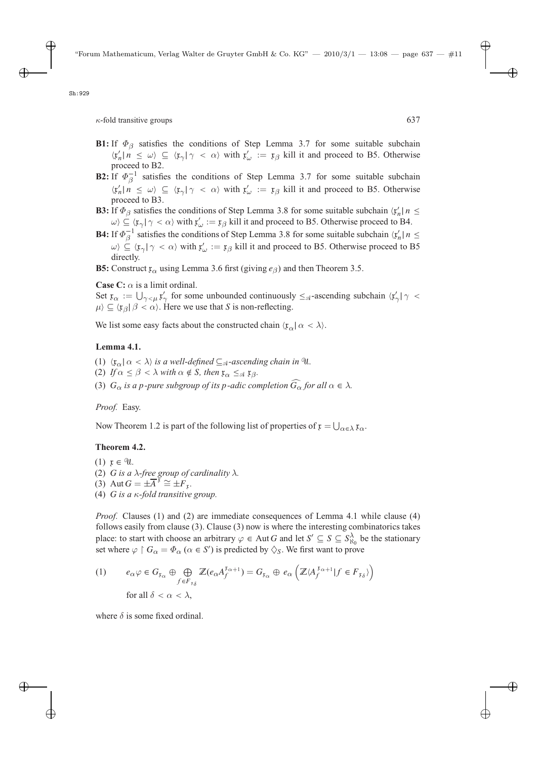**B1:** If $\Phi_\beta$ satisfies the conditions of Step Lemma 3.7 for some suitable subchain $\langle \mathfrak{x}'_n | n \leq \omega \rangle \subseteq \langle \mathfrak{x}_\gamma | \gamma < \alpha \rangle$ with $\mathfrak{x}'_\omega := \mathfrak{x}_\beta$ kill it and proceed to B5. Otherwise proceed to B2.

**B2:** If $\Phi_\beta^{-1}$ satisfies the conditions of Step Lemma 3.7 for some suitable subchain $\langle \mathfrak{x}'_n | n \leq \omega \rangle \subseteq \langle \mathfrak{x}_\gamma | \gamma < \alpha \rangle$ with $\mathfrak{x}'_\omega := \mathfrak{x}_\beta$ kill it and proceed to B5. Otherwise proceed to B3.

**B3:** If $\Phi_\beta$ satisfies the conditions of Step Lemma 3.8 for some suitable subchain $\langle \mathfrak{x}'_n | n \leq \omega \rangle \subseteq \langle \mathfrak{x}_\gamma | \gamma < \alpha \rangle$ with $\mathfrak{x}'_\omega := \mathfrak{x}_\beta$ kill it and proceed to B5. Otherwise proceed to B4.

**B4:** If $\Phi_\beta^{-1}$ satisfies the conditions of Step Lemma 3.8 for some suitable subchain $\langle \mathfrak{x}'_n | n \leq \omega \rangle \subseteq \langle \mathfrak{x}_\gamma | \gamma < \alpha \rangle$ with $\mathfrak{x}'_\omega := \mathfrak{x}_\beta$ kill it and proceed to B5. Otherwise proceed to B5 directly.

**B5:** Construct $\mathfrak{x}_\alpha$ using Lemma 3.6 first (giving $e_\beta$) and then Theorem 3.5.

**Case C:** $\alpha$ is a limit ordinal.
Set $\mathfrak{x}_\alpha := \bigcup_{\gamma < \mu} \mathfrak{x}'_\gamma$ for some unbounded continuously $\leq_{\mathcal{A}}$-ascending subchain $\langle \mathfrak{x}'_\gamma | \gamma < \mu \rangle \subseteq \langle \mathfrak{x}_\beta | \beta < \alpha \rangle$. Here we use that $S$ is non-reflecting.

We list some easy facts about the constructed chain $\langle \mathfrak{x}_\alpha | \alpha < \lambda \rangle$.

**Lemma 4.1.**

(1) *$\langle \mathfrak{x}_\alpha | \alpha < \lambda \rangle$ is a well-defined $\subseteq_{\mathcal{A}}$-ascending chain in $\mathcal{U}$.*
(2) *If $\alpha \leq \beta < \lambda$ with $\alpha \notin S$, then $\mathfrak{x}_\alpha \leq_{\mathcal{A}} \mathfrak{x}_\beta$.*
(3) *$G_\alpha$ is a $p$-pure subgroup of its $p$-adic completion $\widehat{G_\alpha}$ for all $\alpha \in \lambda$.*

*Proof.* Easy.

Now Theorem 1.2 is part of the following list of properties of $\mathfrak{x} = \bigcup_{\alpha \in \lambda} \mathfrak{x}_\alpha$.

**Theorem 4.2.**

(1) $\mathfrak{x} \in \mathcal{U}$.
(2) *$G$ is a $\lambda$-free group of cardinality $\lambda$.*
(3) $\operatorname{Aut} G = \pm \overline{A}^{\mathfrak{x}} \cong \pm F_{\mathfrak{x}}$.
(4) *$G$ is a $\kappa$-fold transitive group.*

*Proof.* Clauses (1) and (2) are immediate consequences of Lemma 4.1 while clause (4) follows easily from clause (3). Clause (3) now is where the interesting combinatorics takes place: to start with choose an arbitrary $\varphi \in \operatorname{Aut} G$ and let $S' \subseteq S \subseteq S^\lambda_{\aleph_0}$ be the stationary set where $\varphi \restriction G_\alpha = \Phi_\alpha$ ($\alpha \in S'$) is predicted by $\diamondsuit_S$. We first want to prove

$$(1) \qquad e_\alpha \varphi \in G_{\mathfrak{x}_\alpha} \oplus \bigoplus_{f \in F_{\mathfrak{x}_\delta}} \mathbb{Z}(e_\alpha A_f^{\mathfrak{x}_{\alpha+1}}) = G_{\mathfrak{x}_\alpha} \oplus e_\alpha \left( \mathbb{Z}\langle A_f^{\mathfrak{x}_{\alpha+1}} | f \in F_{\mathfrak{x}_\delta} \rangle \right)$$
$$\text{for all } \delta < \alpha < \lambda,$$

where $\delta$ is some fixed ordinal.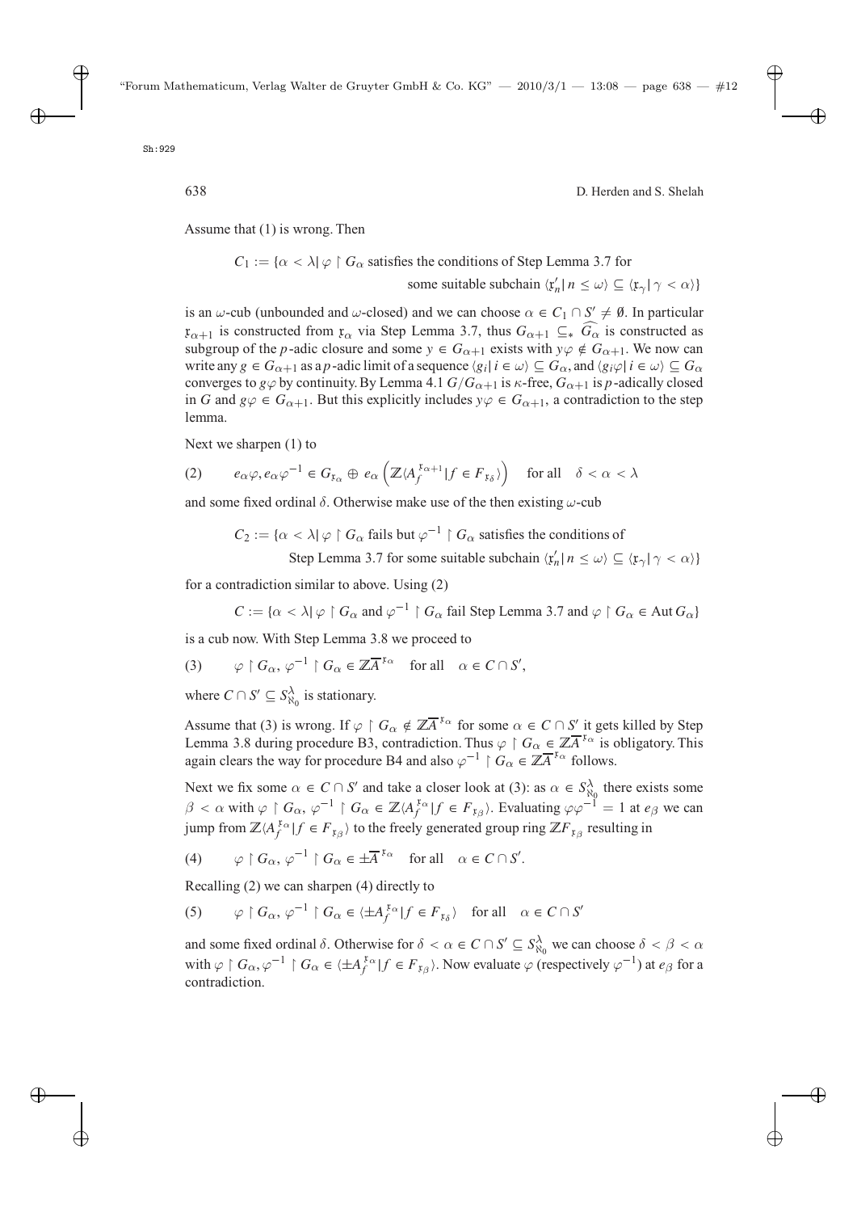Assume that (1) is wrong. Then

$$C_1 := \{\alpha < \lambda | \varphi \restriction G_\alpha \text{ satisfies the conditions of Step Lemma 3.7 for some suitable subchain } \langle \mathfrak{x}'_n | n \leq \omega \rangle \subseteq \langle \mathfrak{x}_\gamma | \gamma < \alpha \rangle\}$$

is an $\omega$-cub (unbounded and $\omega$-closed) and we can choose $\alpha \in C_1 \cap S' \neq \emptyset$. In particular $\mathfrak{x}_{\alpha+1}$ is constructed from $\mathfrak{x}_\alpha$ via Step Lemma 3.7, thus $G_{\alpha+1} \subseteq_* \widehat{G_\alpha}$ is constructed as subgroup of the $p$-adic closure and some $y \in G_{\alpha+1}$ exists with $y\varphi \notin G_{\alpha+1}$. We now can write any $g \in G_{\alpha+1}$ as a $p$-adic limit of a sequence $\langle g_i | i \in \omega \rangle \subseteq G_\alpha$, and $\langle g_i \varphi | i \in \omega \rangle \subseteq G_\alpha$ converges to $g\varphi$ by continuity. By Lemma 4.1 $G/G_{\alpha+1}$ is $\kappa$-free, $G_{\alpha+1}$ is $p$-adically closed in $G$ and $g\varphi \in G_{\alpha+1}$. But this explicitly includes $y\varphi \in G_{\alpha+1}$, a contradiction to the step lemma.

Next we sharpen (1) to

$$(2) \qquad e_\alpha \varphi, e_\alpha \varphi^{-1} \in G_{\mathfrak{x}_\alpha} \oplus e_\alpha \left( \mathbb{Z}\langle A_f^{\mathfrak{x}_{\alpha+1}} | f \in F_{\mathfrak{x}_\delta} \rangle \right) \quad \text{for all} \quad \delta < \alpha < \lambda$$

and some fixed ordinal $\delta$. Otherwise make use of the then existing $\omega$-cub

$$C_2 := \{\alpha < \lambda | \varphi \restriction G_\alpha \text{ fails but } \varphi^{-1} \restriction G_\alpha \text{ satisfies the conditions of Step Lemma 3.7 for some suitable subchain } \langle \mathfrak{x}'_n | n \leq \omega \rangle \subseteq \langle \mathfrak{x}_\gamma | \gamma < \alpha \rangle\}$$

for a contradiction similar to above. Using (2)

$$C := \{\alpha < \lambda | \varphi \restriction G_\alpha \text{ and } \varphi^{-1} \restriction G_\alpha \text{ fail Step Lemma 3.7 and } \varphi \restriction G_\alpha \in \operatorname{Aut} G_\alpha\}$$

is a cub now. With Step Lemma 3.8 we proceed to

$$(3) \qquad \varphi \restriction G_\alpha, \varphi^{-1} \restriction G_\alpha \in \mathbb{Z}\overline{A}^{\mathfrak{x}_\alpha} \quad \text{for all} \quad \alpha \in C \cap S',$$

where $C \cap S' \subseteq S^\lambda_{\aleph_0}$ is stationary.

Assume that (3) is wrong. If $\varphi \restriction G_\alpha \notin \mathbb{Z}\overline{A}^{\mathfrak{x}_\alpha}$ for some $\alpha \in C \cap S'$ it gets killed by Step Lemma 3.8 during procedure B3, contradiction. Thus $\varphi \restriction G_\alpha \in \mathbb{Z}\overline{A}^{\mathfrak{x}_\alpha}$ is obligatory. This again clears the way for procedure B4 and also $\varphi^{-1} \restriction G_\alpha \in \mathbb{Z}\overline{A}^{\mathfrak{x}_\alpha}$ follows.

Next we fix some $\alpha \in C \cap S'$ and take a closer look at (3): as $\alpha \in S^\lambda_{\aleph_0}$ there exists some $\beta < \alpha$ with $\varphi \restriction G_\alpha, \varphi^{-1} \restriction G_\alpha \in \mathbb{Z}\langle A_f^{\mathfrak{x}_\alpha} | f \in F_{\mathfrak{x}_\beta} \rangle$. Evaluating $\varphi\varphi^{-1} = 1$ at $e_\beta$ we can jump from $\mathbb{Z}\langle A_f^{\mathfrak{x}_\alpha} | f \in F_{\mathfrak{x}_\beta} \rangle$ to the freely generated group ring $\mathbb{Z}F_{\mathfrak{x}_\beta}$ resulting in

$$(4) \qquad \varphi \restriction G_\alpha, \varphi^{-1} \restriction G_\alpha \in \pm\overline{A}^{\mathfrak{x}_\alpha} \quad \text{for all} \quad \alpha \in C \cap S'.$$

Recalling (2) we can sharpen (4) directly to

$$(5) \qquad \varphi \restriction G_\alpha, \varphi^{-1} \restriction G_\alpha \in \langle \pm A_f^{\mathfrak{x}_\alpha} | f \in F_{\mathfrak{x}_\delta} \rangle \quad \text{for all} \quad \alpha \in C \cap S'$$

and some fixed ordinal $\delta$. Otherwise for $\delta < \alpha \in C \cap S' \subseteq S^\lambda_{\aleph_0}$ we can choose $\delta < \beta < \alpha$ with $\varphi \restriction G_\alpha, \varphi^{-1} \restriction G_\alpha \in \langle \pm A_f^{\mathfrak{x}_\alpha} | f \in F_{\mathfrak{x}_\beta} \rangle$. Now evaluate $\varphi$ (respectively $\varphi^{-1}$) at $e_\beta$ for a contradiction.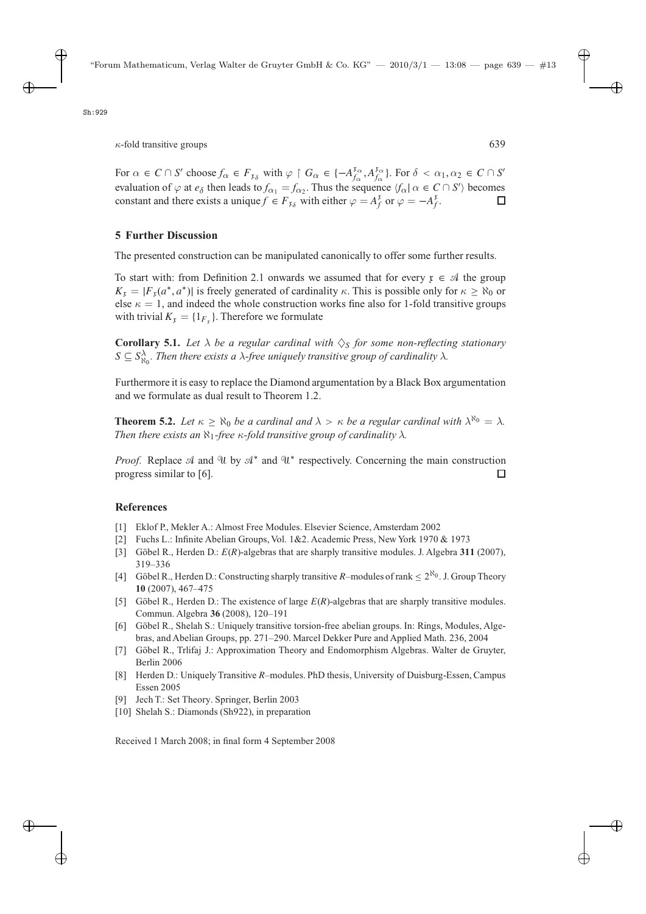For $\alpha \in C \cap S'$ choose $f_\alpha \in F_{\mathfrak{x}_\delta}$ with $\varphi \restriction G_\alpha \in \{-A^{\mathfrak{x}_\alpha}_{f_\alpha}, A^{\mathfrak{x}_\alpha}_{f_\alpha}\}$. For $\delta < \alpha_1, \alpha_2 \in C \cap S'$ evaluation of $\varphi$ at $e_\delta$ then leads to $f_{\alpha_1} = f_{\alpha_2}$. Thus the sequence $\langle f_\alpha | \alpha \in C \cap S' \rangle$ becomes constant and there exists a unique $f \in F_{\mathfrak{x}_\delta}$ with either $\varphi = A^{\mathfrak{x}}_f$ or $\varphi = -A^{\mathfrak{x}}_f$. □

## 5 Further Discussion

The presented construction can be manipulated canonically to offer some further results.

To start with: from Definition 2.1 onwards we assumed that for every $\mathfrak{x} \in \mathscr{A}$ the group $K_{\mathfrak{x}} = |F_{\mathfrak{x}}(a^*, a^*)|$ is freely generated of cardinality $\kappa$. This is possible only for $\kappa \geq \aleph_0$ or else $\kappa = 1$, and indeed the whole construction works fine also for 1-fold transitive groups with trivial $K_{\mathfrak{x}} = \{1_{F_{\mathfrak{x}}}\}$. Therefore we formulate

**Corollary 5.1.** *Let $\lambda$ be a regular cardinal with $\diamondsuit_S$ for some non-reflecting stationary $S \subseteq S^\lambda_{\aleph_0}$. Then there exists a $\lambda$-free uniquely transitive group of cardinality $\lambda$.*

Furthermore it is easy to replace the Diamond argumentation by a Black Box argumentation and we formulate as dual result to Theorem 1.2.

**Theorem 5.2.** *Let $\kappa \geq \aleph_0$ be a cardinal and $\lambda > \kappa$ be a regular cardinal with $\lambda^{\aleph_0} = \lambda$. Then there exists an $\aleph_1$-free $\kappa$-fold transitive group of cardinality $\lambda$.*

*Proof.* Replace $\mathscr{A}$ and $\mathscr{U}$ by $\mathscr{A}^*$ and $\mathscr{U}^*$ respectively. Concerning the main construction progress similar to [6]. □

## References

[1] Eklof P., Mekler A.: Almost Free Modules. Elsevier Science, Amsterdam 2002

[2] Fuchs L.: Infinite Abelian Groups, Vol. 1&2. Academic Press, New York 1970 & 1973

[3] Göbel R., Herden D.: $E(R)$-algebras that are sharply transitive modules. J. Algebra **311** (2007), 319–336

[4] Göbel R., Herden D.: Constructing sharply transitive $R$–modules of rank $\leq 2^{\aleph_0}$. J. Group Theory **10** (2007), 467–475

[5] Göbel R., Herden D.: The existence of large $E(R)$-algebras that are sharply transitive modules. Commun. Algebra **36** (2008), 120–191

[6] Göbel R., Shelah S.: Uniquely transitive torsion-free abelian groups. In: Rings, Modules, Algebras, and Abelian Groups, pp. 271–290. Marcel Dekker Pure and Applied Math. 236, 2004

[7] Göbel R., Trlifaj J.: Approximation Theory and Endomorphism Algebras. Walter de Gruyter, Berlin 2006

[8] Herden D.: Uniquely Transitive $R$–modules. PhD thesis, University of Duisburg-Essen, Campus Essen 2005

[9] Jech T.: Set Theory. Springer, Berlin 2003

[10] Shelah S.: Diamonds (Sh922), in preparation

Received 1 March 2008; in final form 4 September 2008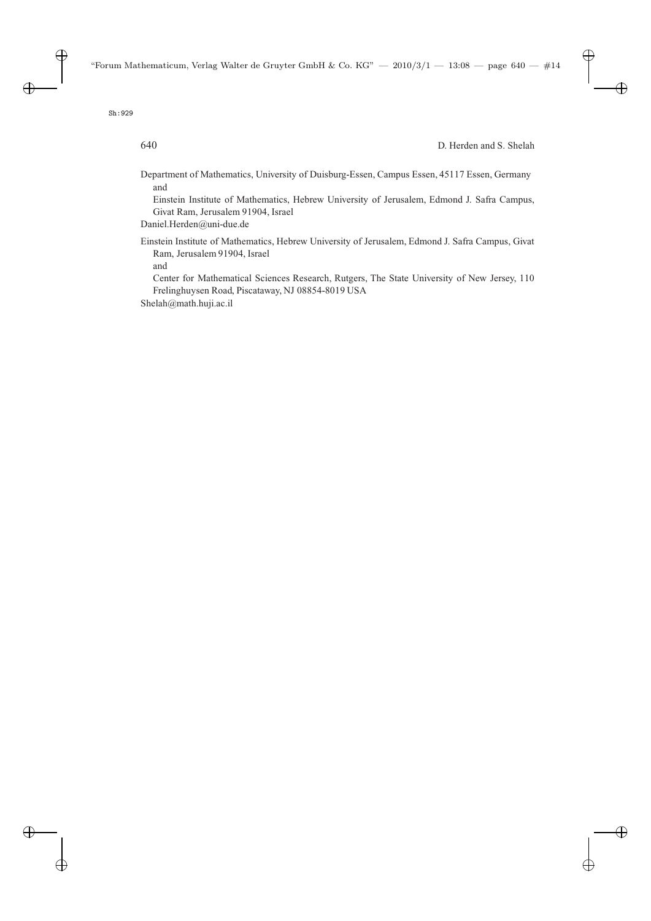Department of Mathematics, University of Duisburg-Essen, Campus Essen, 45117 Essen, Germany
and
Einstein Institute of Mathematics, Hebrew University of Jerusalem, Edmond J. Safra Campus, Givat Ram, Jerusalem 91904, Israel
Daniel.Herden@uni-due.de

Einstein Institute of Mathematics, Hebrew University of Jerusalem, Edmond J. Safra Campus, Givat Ram, Jerusalem 91904, Israel
and
Center for Mathematical Sciences Research, Rutgers, The State University of New Jersey, 110 Frelinghuysen Road, Piscataway, NJ 08854-8019 USA
Shelah@math.huji.ac.il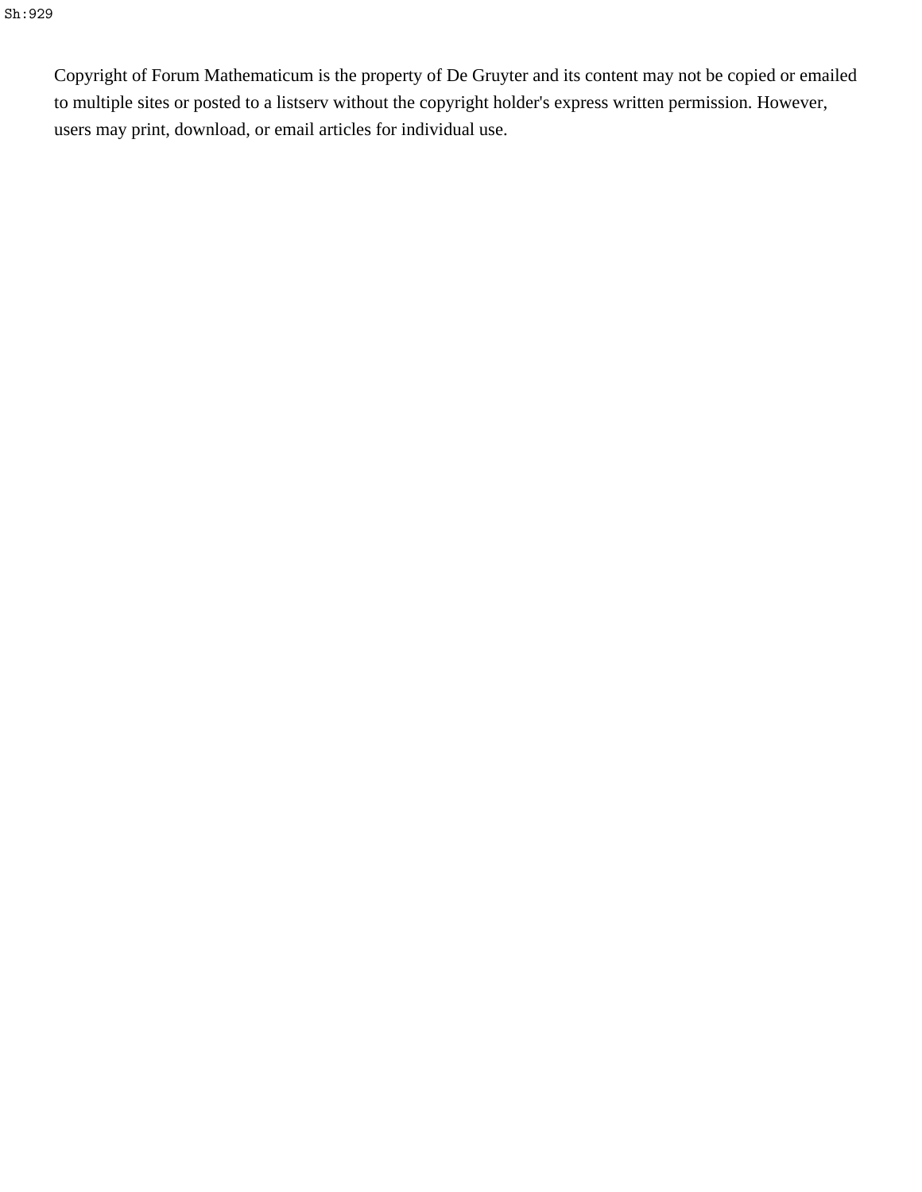Copyright of Forum Mathematicum is the property of De Gruyter and its content may not be copied or emailed to multiple sites or posted to a listserv without the copyright holder's express written permission. However, users may print, download, or email articles for individual use.